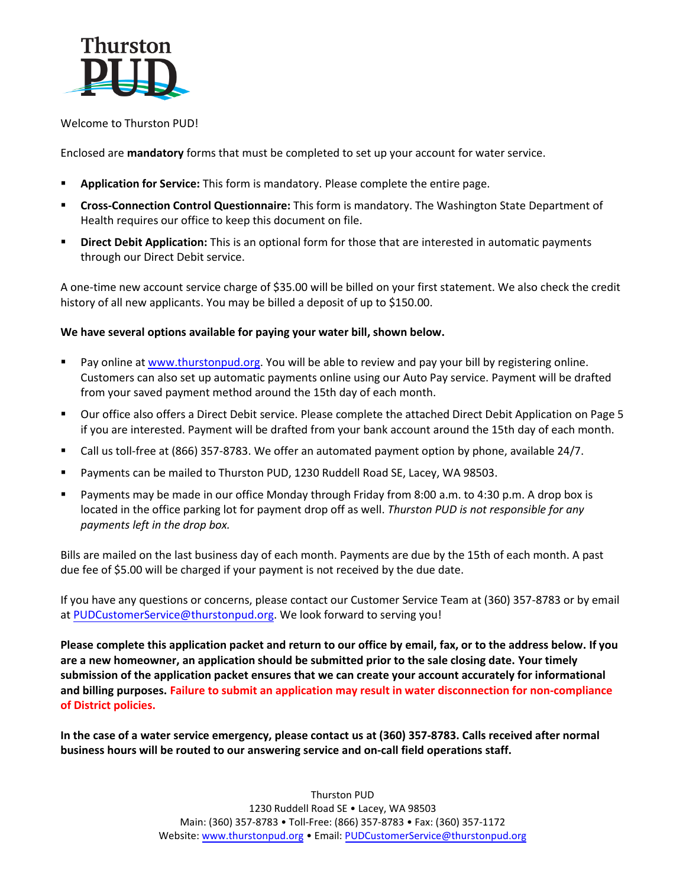Thurston PUD

Welcome to Thurston PUD!

Enclosed are **mandatory** forms that must be completed to set up your account for water service.

- **Application for Service:** This form is mandatory. Please complete the entire page.
- **Cross-Connection Control Questionnaire:** This form is mandatory. The Washington State Department of Health requires our office to keep this document on file.
- **Direct Debit Application:** This is an optional form for those that are interested in automatic payments through our Direct Debit service.

A one-time new account service charge of $35.00 will be billed on your first statement. We also check the credit history of all new applicants. You may be billed a deposit of up to $150.00.

**We have several options available for paying your water bill, shown below.**

- Pay online at www.thurstonpud.org. You will be able to review and pay your bill by registering online. Customers can also set up automatic payments online using our Auto Pay service. Payment will be drafted from your saved payment method around the 15th day of each month.
- Our office also offers a Direct Debit service. Please complete the attached Direct Debit Application on Page 5 if you are interested. Payment will be drafted from your bank account around the 15th day of each month.
- Call us toll-free at (866) 357-8783. We offer an automated payment option by phone, available 24/7.
- Payments can be mailed to Thurston PUD, 1230 Ruddell Road SE, Lacey, WA 98503.
- Payments may be made in our office Monday through Friday from 8:00 a.m. to 4:30 p.m. A drop box is located in the office parking lot for payment drop off as well. *Thurston PUD is not responsible for any payments left in the drop box.*

Bills are mailed on the last business day of each month. Payments are due by the 15th of each month. A past due fee of $5.00 will be charged if your payment is not received by the due date.

If you have any questions or concerns, please contact our Customer Service Team at (360) 357-8783 or by email at PUDCustomerService@thurstonpud.org. We look forward to serving you!

**Please complete this application packet and return to our office by email, fax, or to the address below. If you are a new homeowner, an application should be submitted prior to the sale closing date. Your timely submission of the application packet ensures that we can create your account accurately for informational and billing purposes. Failure to submit an application may result in water disconnection for non-compliance of District policies.**

**In the case of a water service emergency, please contact us at (360) 357-8783. Calls received after normal business hours will be routed to our answering service and on-call field operations staff.**

Thurston PUD
1230 Ruddell Road SE • Lacey, WA 98503
Main: (360) 357-8783 • Toll-Free: (866) 357-8783 • Fax: (360) 357-1172
Website: www.thurstonpud.org • Email: PUDCustomerService@thurstonpud.org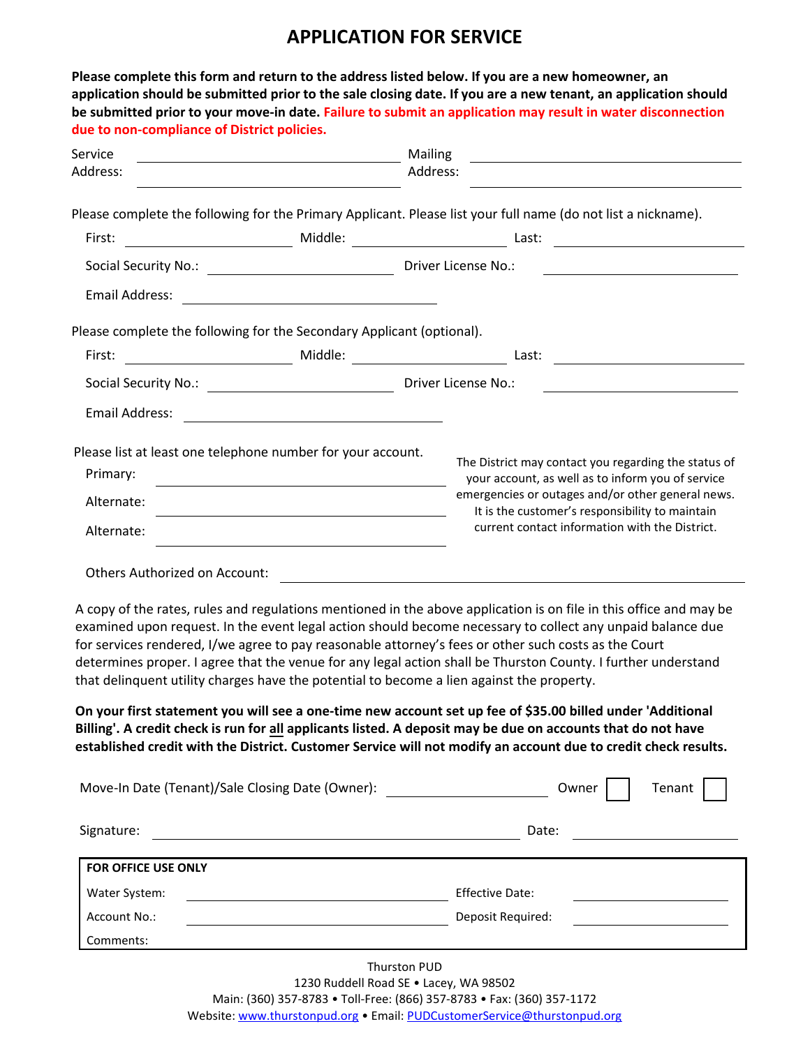# APPLICATION FOR SERVICE

**Please complete this form and return to the address listed below. If you are a new homeowner, an application should be submitted prior to the sale closing date. If you are a new tenant, an application should be submitted prior to your move-in date. Failure to submit an application may result in water disconnection due to non-compliance of District policies.**

Service Address: ______________________ Mailing Address: ______________________

Please complete the following for the Primary Applicant. Please list your full name (do not list a nickname).

First: ____________ Middle: ____________ Last: ____________

Social Security No.: ____________ Driver License No.: ____________

Email Address: ____________

Please complete the following for the Secondary Applicant (optional).

First: ____________ Middle: ____________ Last: ____________

Social Security No.: ____________ Driver License No.: ____________

Email Address: ____________

Please list at least one telephone number for your account.

Primary: ____________

Alternate: ____________

Alternate: ____________

The District may contact you regarding the status of your account, as well as to inform you of service emergencies or outages and/or other general news. It is the customer's responsibility to maintain current contact information with the District.

Others Authorized on Account: ____________

A copy of the rates, rules and regulations mentioned in the above application is on file in this office and may be examined upon request. In the event legal action should become necessary to collect any unpaid balance due for services rendered, I/we agree to pay reasonable attorney's fees or other such costs as the Court determines proper. I agree that the venue for any legal action shall be Thurston County. I further understand that delinquent utility charges have the potential to become a lien against the property.

**On your first statement you will see a one-time new account set up fee of $35.00 billed under 'Additional Billing'. A credit check is run for all applicants listed. A deposit may be due on accounts that do not have established credit with the District. Customer Service will not modify an account due to credit check results.**

Move-In Date (Tenant)/Sale Closing Date (Owner): ____________ Owner ☐ Tenant ☐

Signature: ____________ Date: ____________

**FOR OFFICE USE ONLY**

Water System: ____________ Effective Date: ____________

Account No.: ____________ Deposit Required: ____________

Comments:

Thurston PUD
1230 Ruddell Road SE • Lacey, WA 98502
Main: (360) 357-8783 • Toll-Free: (866) 357-8783 • Fax: (360) 357-1172
Website: www.thurstonpud.org • Email: PUDCustomerService@thurstonpud.org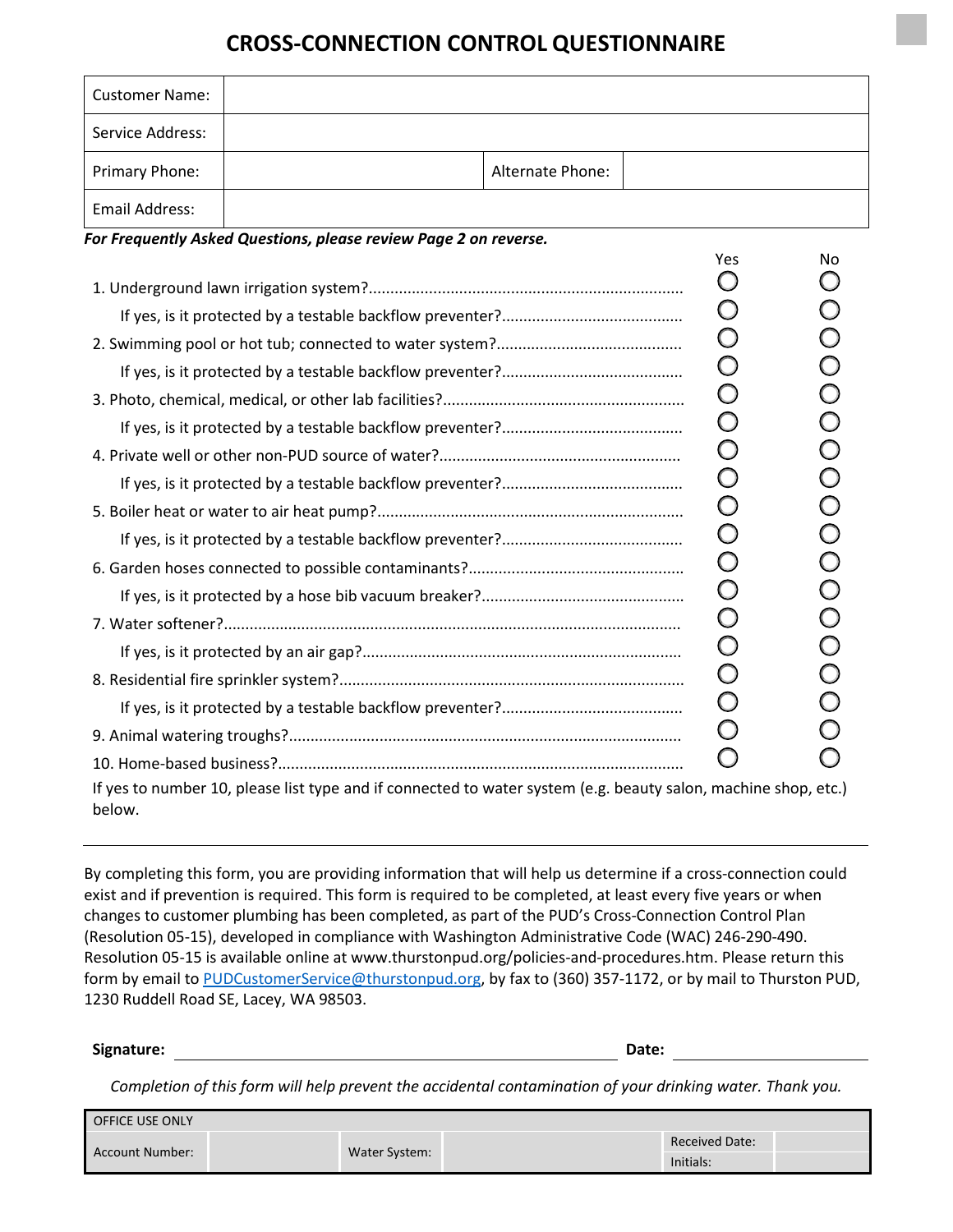# CROSS-CONNECTION CONTROL QUESTIONNAIRE

| Customer Name: | | | |
|---|---|---|---|
| Service Address: | | | |
| Primary Phone: | | Alternate Phone: | |
| Email Address: | | | |

***For Frequently Asked Questions, please review Page 2 on reverse.***

| | Yes | No |
|---|---|---|
| 1. Underground lawn irrigation system? | ○ | ○ |
| If yes, is it protected by a testable backflow preventer? | ○ | ○ |
| 2. Swimming pool or hot tub; connected to water system? | ○ | ○ |
| If yes, is it protected by a testable backflow preventer? | ○ | ○ |
| 3. Photo, chemical, medical, or other lab facilities? | ○ | ○ |
| If yes, is it protected by a testable backflow preventer? | ○ | ○ |
| 4. Private well or other non-PUD source of water? | ○ | ○ |
| If yes, is it protected by a testable backflow preventer? | ○ | ○ |
| 5. Boiler heat or water to air heat pump? | ○ | ○ |
| If yes, is it protected by a testable backflow preventer? | ○ | ○ |
| 6. Garden hoses connected to possible contaminants? | ○ | ○ |
| If yes, is it protected by a hose bib vacuum breaker? | ○ | ○ |
| 7. Water softener? | ○ | ○ |
| If yes, is it protected by an air gap? | ○ | ○ |
| 8. Residential fire sprinkler system? | ○ | ○ |
| If yes, is it protected by a testable backflow preventer? | ○ | ○ |
| 9. Animal watering troughs? | ○ | ○ |
| 10. Home-based business? | ○ | ○ |

If yes to number 10, please list type and if connected to water system (e.g. beauty salon, machine shop, etc.) below.

---

By completing this form, you are providing information that will help us determine if a cross-connection could exist and if prevention is required. This form is required to be completed, at least every five years or when changes to customer plumbing has been completed, as part of the PUD's Cross-Connection Control Plan (Resolution 05-15), developed in compliance with Washington Administrative Code (WAC) 246-290-490. Resolution 05-15 is available online at www.thurstonpud.org/policies-and-procedures.htm. Please return this form by email to PUDCustomerService@thurstonpud.org, by fax to (360) 357-1172, or by mail to Thurston PUD, 1230 Ruddell Road SE, Lacey, WA 98503.

**Signature:** ______________________ **Date:** ____________

*Completion of this form will help prevent the accidental contamination of your drinking water. Thank you.*

| OFFICE USE ONLY | | | | | |
|---|---|---|---|---|---|
| Account Number: | | Water System: | | Received Date: | |
| | | | | Initials: | |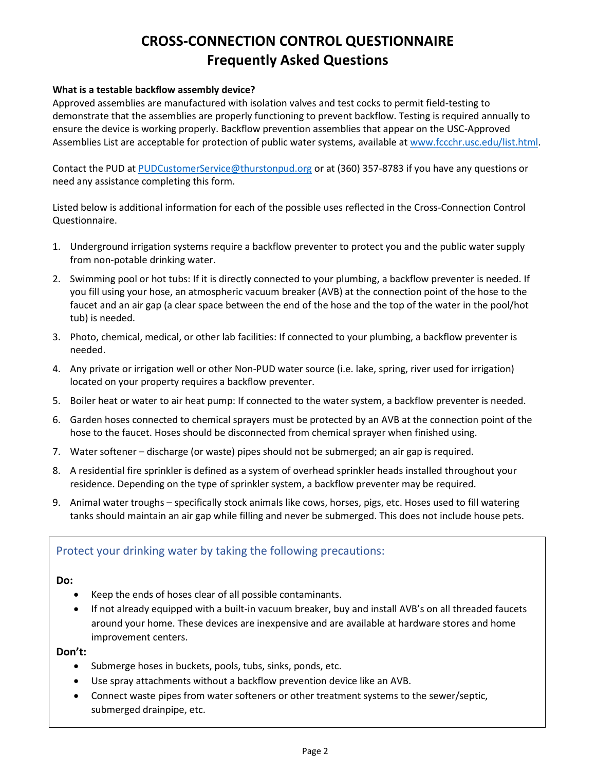# CROSS-CONNECTION CONTROL QUESTIONNAIRE
# Frequently Asked Questions

**What is a testable backflow assembly device?**
Approved assemblies are manufactured with isolation valves and test cocks to permit field-testing to demonstrate that the assemblies are properly functioning to prevent backflow. Testing is required annually to ensure the device is working properly. Backflow prevention assemblies that appear on the USC-Approved Assemblies List are acceptable for protection of public water systems, available at [www.fccchr.usc.edu/list.html](www.fccchr.usc.edu/list.html).

Contact the PUD at [PUDCustomerService@thurstonpud.org](mailto:PUDCustomerService@thurstonpud.org) or at (360) 357-8783 if you have any questions or need any assistance completing this form.

Listed below is additional information for each of the possible uses reflected in the Cross-Connection Control Questionnaire.

1. Underground irrigation systems require a backflow preventer to protect you and the public water supply from non-potable drinking water.
2. Swimming pool or hot tubs: If it is directly connected to your plumbing, a backflow preventer is needed. If you fill using your hose, an atmospheric vacuum breaker (AVB) at the connection point of the hose to the faucet and an air gap (a clear space between the end of the hose and the top of the water in the pool/hot tub) is needed.
3. Photo, chemical, medical, or other lab facilities: If connected to your plumbing, a backflow preventer is needed.
4. Any private or irrigation well or other Non-PUD water source (i.e. lake, spring, river used for irrigation) located on your property requires a backflow preventer.
5. Boiler heat or water to air heat pump: If connected to the water system, a backflow preventer is needed.
6. Garden hoses connected to chemical sprayers must be protected by an AVB at the connection point of the hose to the faucet. Hoses should be disconnected from chemical sprayer when finished using.
7. Water softener – discharge (or waste) pipes should not be submerged; an air gap is required.
8. A residential fire sprinkler is defined as a system of overhead sprinkler heads installed throughout your residence. Depending on the type of sprinkler system, a backflow preventer may be required.
9. Animal water troughs – specifically stock animals like cows, horses, pigs, etc. Hoses used to fill watering tanks should maintain an air gap while filling and never be submerged. This does not include house pets.

## Protect your drinking water by taking the following precautions:

**Do:**

- Keep the ends of hoses clear of all possible contaminants.
- If not already equipped with a built-in vacuum breaker, buy and install AVB's on all threaded faucets around your home. These devices are inexpensive and are available at hardware stores and home improvement centers.

**Don't:**

- Submerge hoses in buckets, pools, tubs, sinks, ponds, etc.
- Use spray attachments without a backflow prevention device like an AVB.
- Connect waste pipes from water softeners or other treatment systems to the sewer/septic, submerged drainpipe, etc.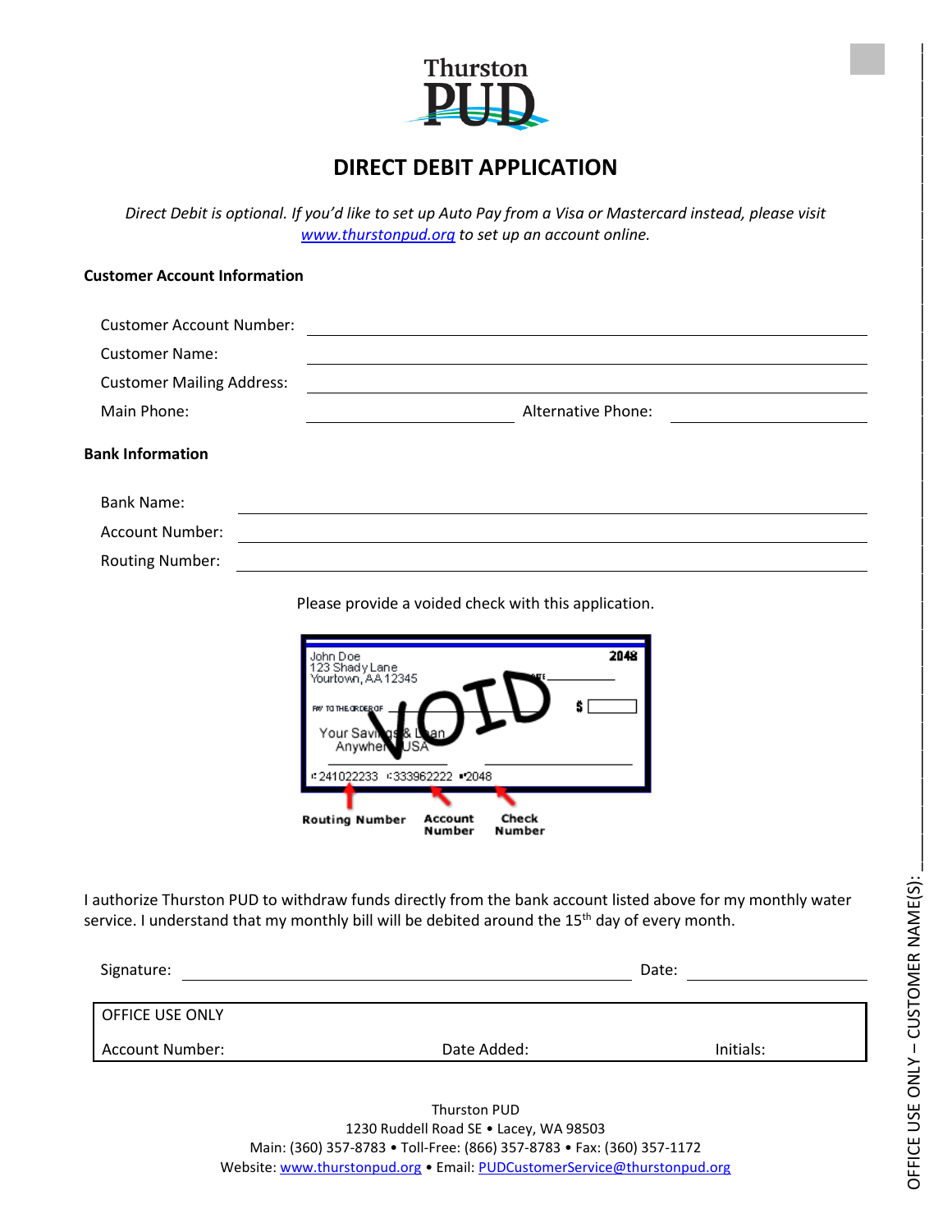Thurston PUD

# DIRECT DEBIT APPLICATION

*Direct Debit is optional. If you'd like to set up Auto Pay from a Visa or Mastercard instead, please visit [www.thurstonpud.org](http://www.thurstonpud.org) to set up an account online.*

**Customer Account Information**

Customer Account Number: ______________________________

Customer Name: ______________________________

Customer Mailing Address: ______________________________

Main Phone: ____________________ Alternative Phone: ____________________

**Bank Information**

Bank Name: ______________________________

Account Number: ______________________________

Routing Number: ______________________________

Please provide a voided check with this application.

John Doe
123 Shady Lane
Yourtown, AA 12345

2048

PAY TO THE ORDER OF

VOID

Your Savings & Loan
Anywhere USA

⑆241022233 ⑆333962222 ⑈2048

Routing Number | Account Number | Check Number

I authorize Thurston PUD to withdraw funds directly from the bank account listed above for my monthly water service. I understand that my monthly bill will be debited around the 15th day of every month.

Signature: ______________________________ Date: ____________

| OFFICE USE ONLY | | |
|---|---|---|
| Account Number: | Date Added: | Initials: |

Thurston PUD
1230 Ruddell Road SE • Lacey, WA 98503
Main: (360) 357-8783 • Toll-Free: (866) 357-8783 • Fax: (360) 357-1172
Website: [www.thurstonpud.org](http://www.thurstonpud.org) • Email: [PUDCustomerService@thurstonpud.org](mailto:PUDCustomerService@thurstonpud.org)

OFFICE USE ONLY – CUSTOMER NAME(S): ____________